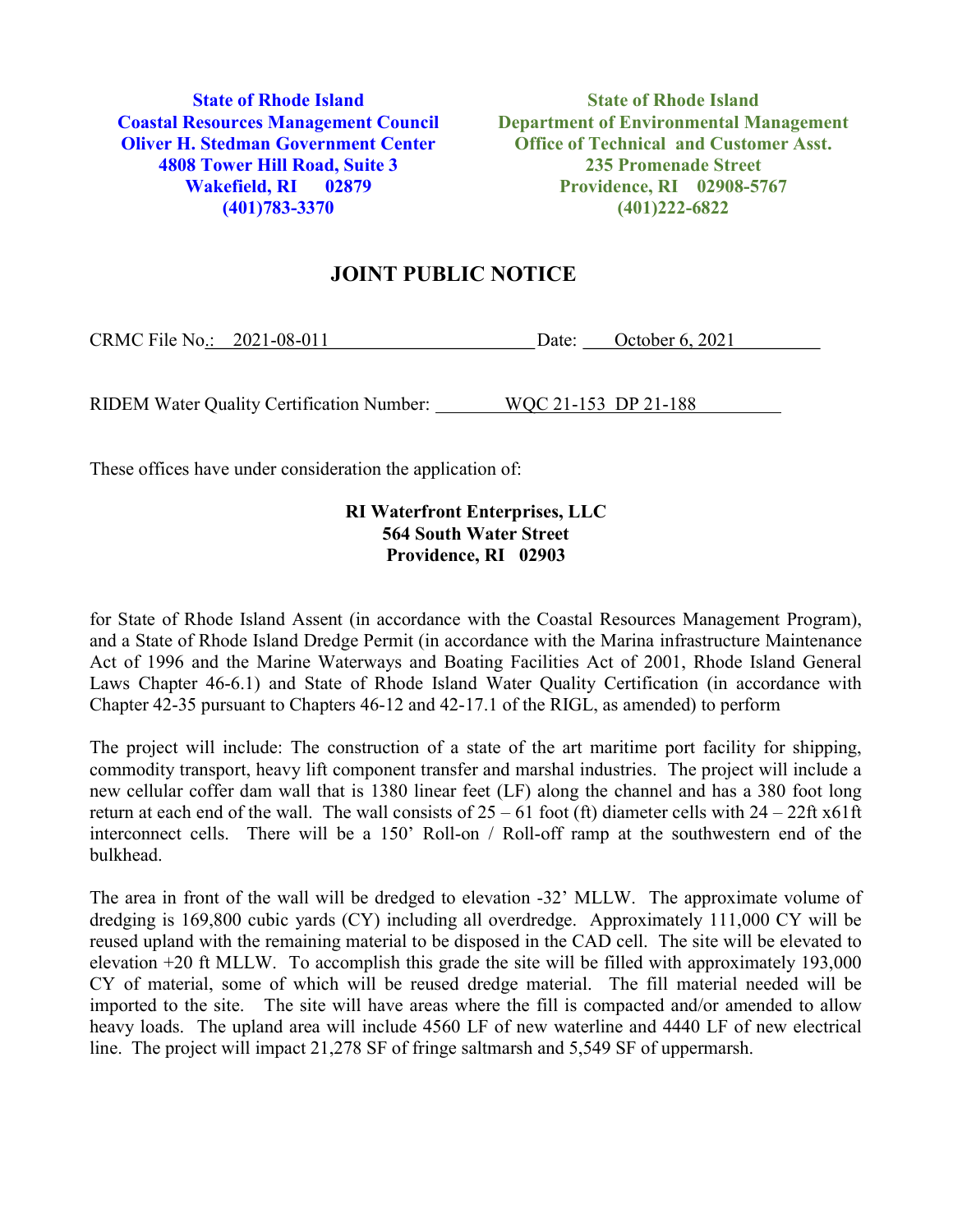**State of Rhode Island**
**Coastal Resources Management Council**
**Oliver H. Stedman Government Center**
**4808 Tower Hill Road, Suite 3**
**Wakefield, RI 02879**
**(401)783-3370**

**State of Rhode Island**
**Department of Environmental Management**
**Office of Technical and Customer Asst.**
**235 Promenade Street**
**Providence, RI 02908-5767**
**(401)222-6822**

# JOINT PUBLIC NOTICE

CRMC File No.: 2021-08-011 Date: October 6, 2021

RIDEM Water Quality Certification Number: WQC 21-153 DP 21-188

These offices have under consideration the application of:

**RI Waterfront Enterprises, LLC**
**564 South Water Street**
**Providence, RI 02903**

for State of Rhode Island Assent (in accordance with the Coastal Resources Management Program), and a State of Rhode Island Dredge Permit (in accordance with the Marina infrastructure Maintenance Act of 1996 and the Marine Waterways and Boating Facilities Act of 2001, Rhode Island General Laws Chapter 46-6.1) and State of Rhode Island Water Quality Certification (in accordance with Chapter 42-35 pursuant to Chapters 46-12 and 42-17.1 of the RIGL, as amended) to perform

The project will include: The construction of a state of the art maritime port facility for shipping, commodity transport, heavy lift component transfer and marshal industries. The project will include a new cellular coffer dam wall that is 1380 linear feet (LF) along the channel and has a 380 foot long return at each end of the wall. The wall consists of 25 – 61 foot (ft) diameter cells with 24 – 22ft x61ft interconnect cells. There will be a 150' Roll-on / Roll-off ramp at the southwestern end of the bulkhead.

The area in front of the wall will be dredged to elevation -32' MLLW. The approximate volume of dredging is 169,800 cubic yards (CY) including all overdredge. Approximately 111,000 CY will be reused upland with the remaining material to be disposed in the CAD cell. The site will be elevated to elevation +20 ft MLLW. To accomplish this grade the site will be filled with approximately 193,000 CY of material, some of which will be reused dredge material. The fill material needed will be imported to the site. The site will have areas where the fill is compacted and/or amended to allow heavy loads. The upland area will include 4560 LF of new waterline and 4440 LF of new electrical line. The project will impact 21,278 SF of fringe saltmarsh and 5,549 SF of uppermarsh.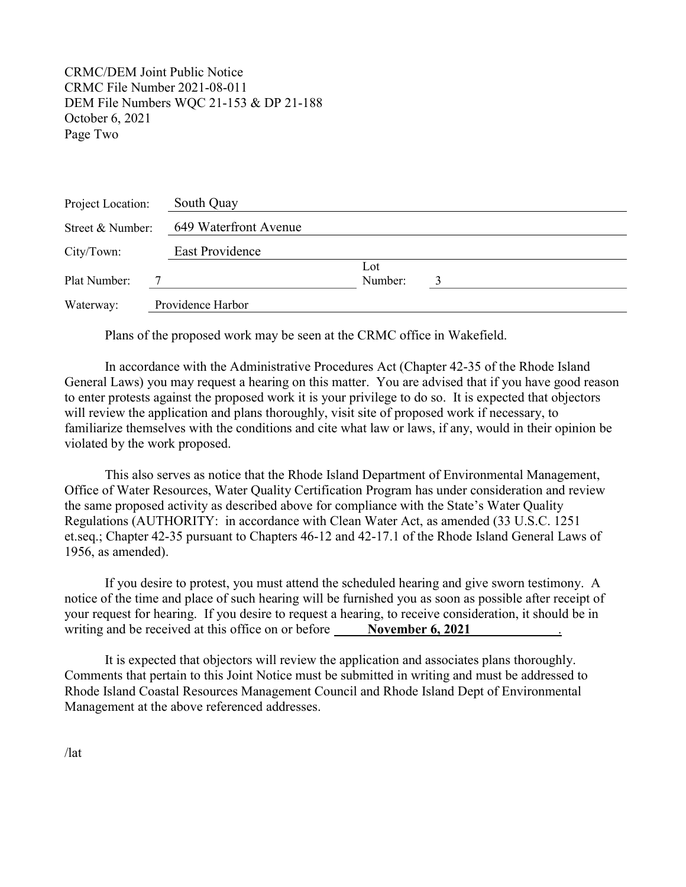CRMC/DEM Joint Public Notice
CRMC File Number 2021-08-011
DEM File Numbers WQC 21-153 & DP 21-188
October 6, 2021
Page Two

| | | | |
|---|---|---|---|
| Project Location: | South Quay | | |
| Street & Number: | 649 Waterfront Avenue | | |
| City/Town: | East Providence | | |
| Plat Number: | 7 | Lot Number: | 3 |
| Waterway: | Providence Harbor | | |

Plans of the proposed work may be seen at the CRMC office in Wakefield.

In accordance with the Administrative Procedures Act (Chapter 42-35 of the Rhode Island General Laws) you may request a hearing on this matter. You are advised that if you have good reason to enter protests against the proposed work it is your privilege to do so. It is expected that objectors will review the application and plans thoroughly, visit site of proposed work if necessary, to familiarize themselves with the conditions and cite what law or laws, if any, would in their opinion be violated by the work proposed.

This also serves as notice that the Rhode Island Department of Environmental Management, Office of Water Resources, Water Quality Certification Program has under consideration and review the same proposed activity as described above for compliance with the State's Water Quality Regulations (AUTHORITY: in accordance with Clean Water Act, as amended (33 U.S.C. 1251 et.seq.; Chapter 42-35 pursuant to Chapters 46-12 and 42-17.1 of the Rhode Island General Laws of 1956, as amended).

If you desire to protest, you must attend the scheduled hearing and give sworn testimony. A notice of the time and place of such hearing will be furnished you as soon as possible after receipt of your request for hearing. If you desire to request a hearing, to receive consideration, it should be in writing and be received at this office on or before **November 6, 2021**.

It is expected that objectors will review the application and associates plans thoroughly. Comments that pertain to this Joint Notice must be submitted in writing and must be addressed to Rhode Island Coastal Resources Management Council and Rhode Island Dept of Environmental Management at the above referenced addresses.

/lat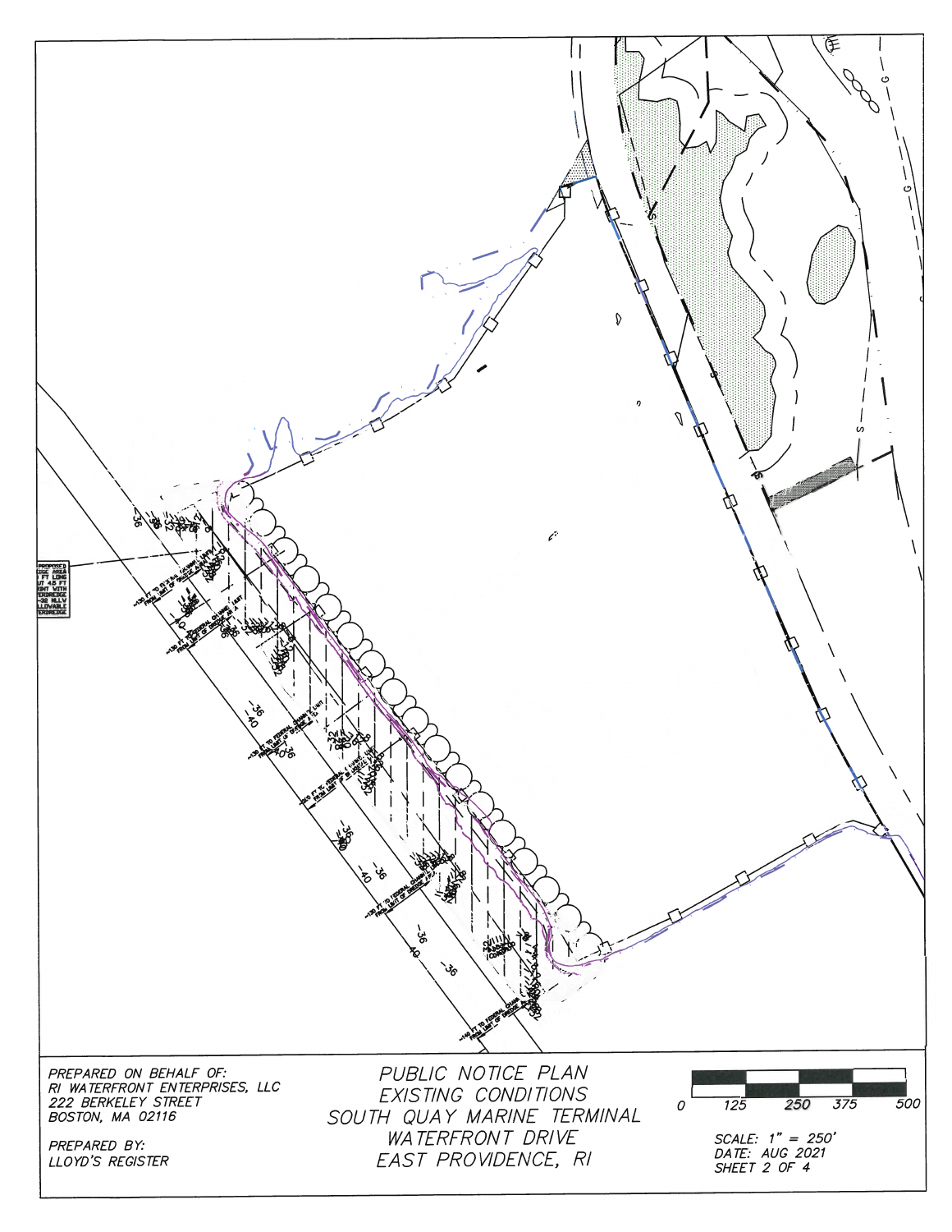PREPARED ON BEHALF OF:
RI WATERFRONT ENTERPRISES, LLC
222 BERKELEY STREET
BOSTON, MA 02116

PREPARED BY:
LLOYD'S REGISTER

PUBLIC NOTICE PLAN
EXISTING CONDITIONS
SOUTH QUAY MARINE TERMINAL
WATERFRONT DRIVE
EAST PROVIDENCE, RI

0 125 250 375 500

SCALE: 1" = 250'
DATE: AUG 2021
SHEET 2 OF 4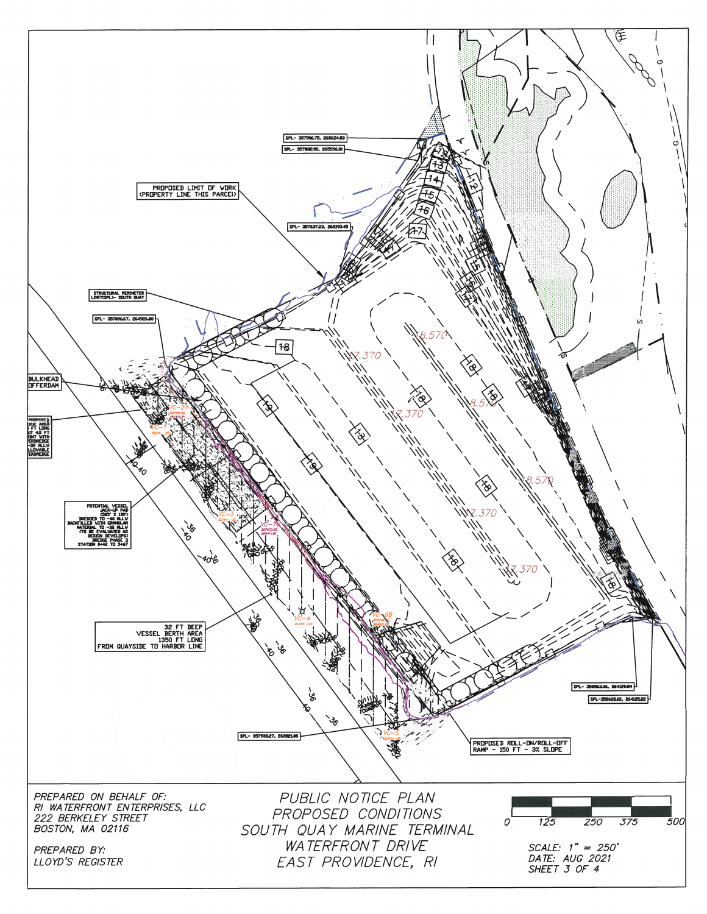SPL- 357906.75, 265624.58

SPL- 357882.92, 265556.30

PROPOSED LIMIT OF WORK (PROPERTY LINE THIS PARCEL)

SPL- 357637.23, 265193.45

STRUCTURAL PERIMETER LIMIT(SPL)- SOUTH QUAY

SPL- 357096.67, 264926.80

BULKHEAD COFFERDAM

PROPOSED EDGE AREA 1 FT LONG UT 4.5 FT ENT WITH ERDREDGE -32 MLLW LLOWABLE ERDREDGE

POTENTIAL VESSEL JACK-UP PAD (525' X 120') DREDGED TO -40 MLLW BACKFILLED WITH GRANULAR MATERIAL TO -32 MLLW (TO BE EVALUATED AS DESIGN DEVELOPS) DREDGE PHASE 3 STATION 9+42 TO 5+67

32 FT DEEP VESSEL BERTH AREA 1350 FT LONG FROM QUAYSIDE TO HARBOR LINE

SPL- 357938.27, 263821.88

PROPOSED ROLL-ON/ROLL-OFF RAMP - 150 FT - 3% SLOPE

SPL- 358563.36, 264129.84

SPL-358628.82, 264125.22

PREPARED ON BEHALF OF:
RI WATERFRONT ENTERPRISES, LLC
222 BERKELEY STREET
BOSTON, MA 02116

PREPARED BY:
LLOYD'S REGISTER

PUBLIC NOTICE PLAN
PROPOSED CONDITIONS
SOUTH QUAY MARINE TERMINAL
WATERFRONT DRIVE
EAST PROVIDENCE, RI

0 125 250 375 500

SCALE: 1" = 250'
DATE: AUG 2021
SHEET 3 OF 4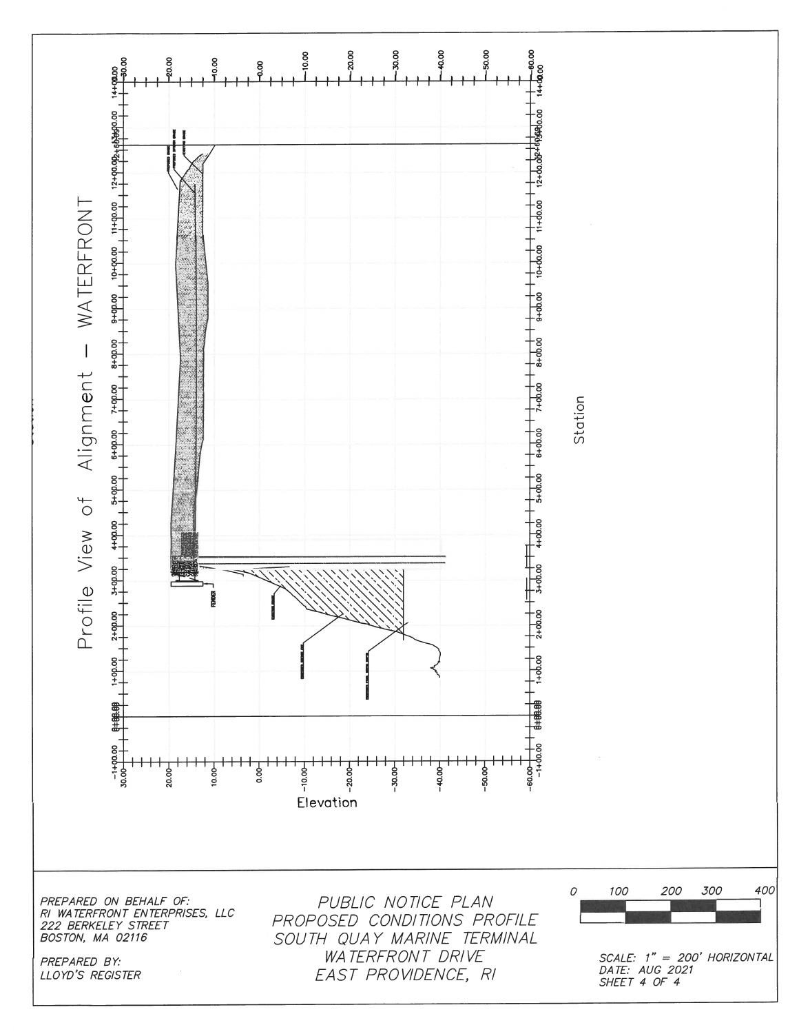Profile View of Alignment – WATERFRONT

Station

Elevation

30.00
20.00
10.00
0.00
-10.00
-20.00
-30.00
-40.00
-50.00
-60.00

-1+00.00
0+00.00
1+00.00
2+00.00
3+00.00
4+00.00
5+00.00
6+00.00
7+00.00
8+00.00
9+00.00
10+00.00
11+00.00
12+00.00
13+00.00
14+00.00

FENDER

PREPARED ON BEHALF OF:
RI WATERFRONT ENTERPRISES, LLC
222 BERKELEY STREET
BOSTON, MA 02116

PREPARED BY:
LLOYD'S REGISTER

PUBLIC NOTICE PLAN
PROPOSED CONDITIONS PROFILE
SOUTH QUAY MARINE TERMINAL
WATERFRONT DRIVE
EAST PROVIDENCE, RI

0 100 200 300 400

SCALE: 1" = 200' HORIZONTAL
DATE: AUG 2021
SHEET 4 OF 4